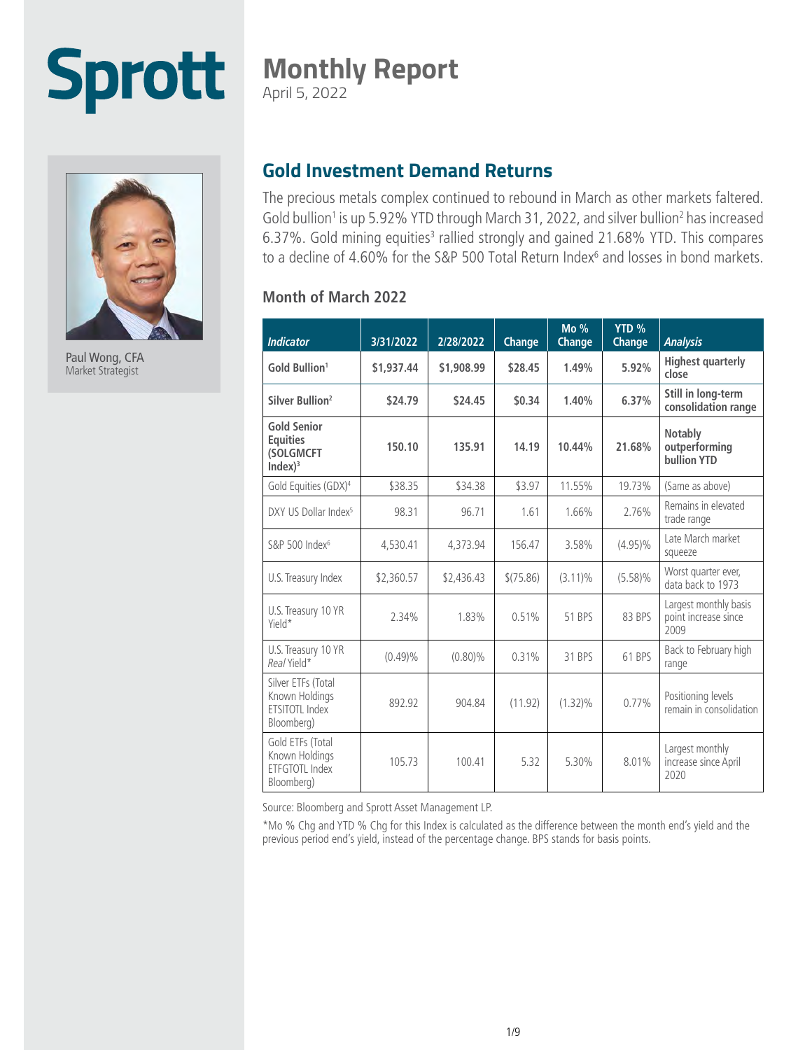# Sprott

## Monthly Report

April 5, 2022

Paul Wong, CFA
Market Strategist

## Gold Investment Demand Returns

The precious metals complex continued to rebound in March as other markets faltered. Gold bullion[1] is up 5.92% YTD through March 31, 2022, and silver bullion[2] has increased 6.37%. Gold mining equities[3] rallied strongly and gained 21.68% YTD. This compares to a decline of 4.60% for the S&P 500 Total Return Index[6] and losses in bond markets.

### Month of March 2022

| *Indicator* | 3/31/2022 | 2/28/2022 | Change | Mo % Change | YTD % Change | *Analysis* |
|---|---|---|---|---|---|---|
| **Gold Bullion[1]** | **$1,937.44** | **$1,908.99** | **$28.45** | **1.49%** | **5.92%** | **Highest quarterly close** |
| **Silver Bullion[2]** | **$24.79** | **$24.45** | **$0.34** | **1.40%** | **6.37%** | **Still in long-term consolidation range** |
| **Gold Senior Equities (SOLGMCFT Index)[3]** | **150.10** | **135.91** | **14.19** | **10.44%** | **21.68%** | **Notably outperforming bullion YTD** |
| Gold Equities (GDX)[4] | $38.35 | $34.38 | $3.97 | 11.55% | 19.73% | (Same as above) |
| DXY US Dollar Index[5] | 98.31 | 96.71 | 1.61 | 1.66% | 2.76% | Remains in elevated trade range |
| S&P 500 Index[6] | 4,530.41 | 4,373.94 | 156.47 | 3.58% | (4.95)% | Late March market squeeze |
| U.S. Treasury Index | $2,360.57 | $2,436.43 | $(75.86) | (3.11)% | (5.58)% | Worst quarter ever, data back to 1973 |
| U.S. Treasury 10 YR Yield* | 2.34% | 1.83% | 0.51% | 51 BPS | 83 BPS | Largest monthly basis point increase since 2009 |
| U.S. Treasury 10 YR *Real* Yield* | (0.49)% | (0.80)% | 0.31% | 31 BPS | 61 BPS | Back to February high range |
| Silver ETFs (Total Known Holdings ETSITOTL Index Bloomberg) | 892.92 | 904.84 | (11.92) | (1.32)% | 0.77% | Positioning levels remain in consolidation |
| Gold ETFs (Total Known Holdings ETFGTOTL Index Bloomberg) | 105.73 | 100.41 | 5.32 | 5.30% | 8.01% | Largest monthly increase since April 2020 |

Source: Bloomberg and Sprott Asset Management LP.

*Mo % Chg and YTD % Chg for this Index is calculated as the difference between the month end's yield and the previous period end's yield, instead of the percentage change. BPS stands for basis points.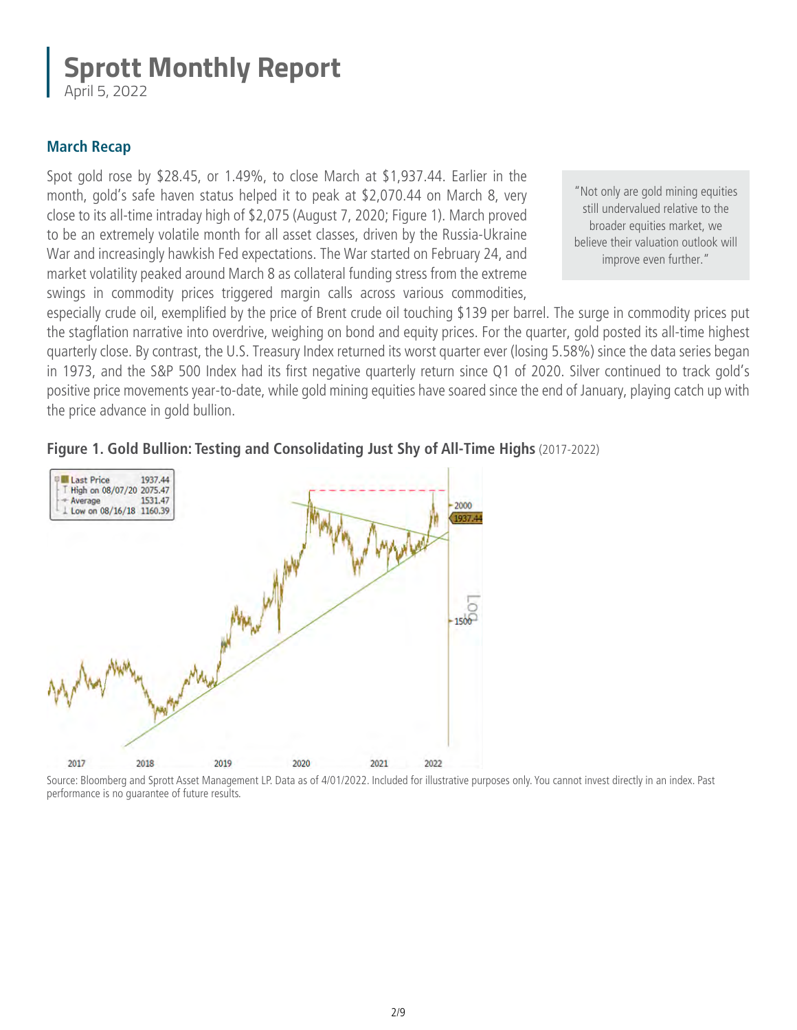# Sprott Monthly Report

April 5, 2022

## March Recap

Spot gold rose by $28.45, or 1.49%, to close March at $1,937.44. Earlier in the month, gold's safe haven status helped it to peak at $2,070.44 on March 8, very close to its all-time intraday high of $2,075 (August 7, 2020; Figure 1). March proved to be an extremely volatile month for all asset classes, driven by the Russia-Ukraine War and increasingly hawkish Fed expectations. The War started on February 24, and market volatility peaked around March 8 as collateral funding stress from the extreme swings in commodity prices triggered margin calls across various commodities, especially crude oil, exemplified by the price of Brent crude oil touching $139 per barrel. The surge in commodity prices put the stagflation narrative into overdrive, weighing on bond and equity prices. For the quarter, gold posted its all-time highest quarterly close. By contrast, the U.S. Treasury Index returned its worst quarter ever (losing 5.58%) since the data series began in 1973, and the S&P 500 Index had its first negative quarterly return since Q1 of 2020. Silver continued to track gold's positive price movements year-to-date, while gold mining equities have soared since the end of January, playing catch up with the price advance in gold bullion.

> "Not only are gold mining equities still undervalued relative to the broader equities market, we believe their valuation outlook will improve even further."

**Figure 1. Gold Bullion: Testing and Consolidating Just Shy of All-Time Highs** (2017-2022)

| | |
|---|---|
| Last Price | 1937.44 |
| High on 08/07/20 | 2075.47 |
| Average | 1531.47 |
| Low on 08/16/18 | 1160.39 |

Source: Bloomberg and Sprott Asset Management LP. Data as of 4/01/2022. Included for illustrative purposes only. You cannot invest directly in an index. Past performance is no guarantee of future results.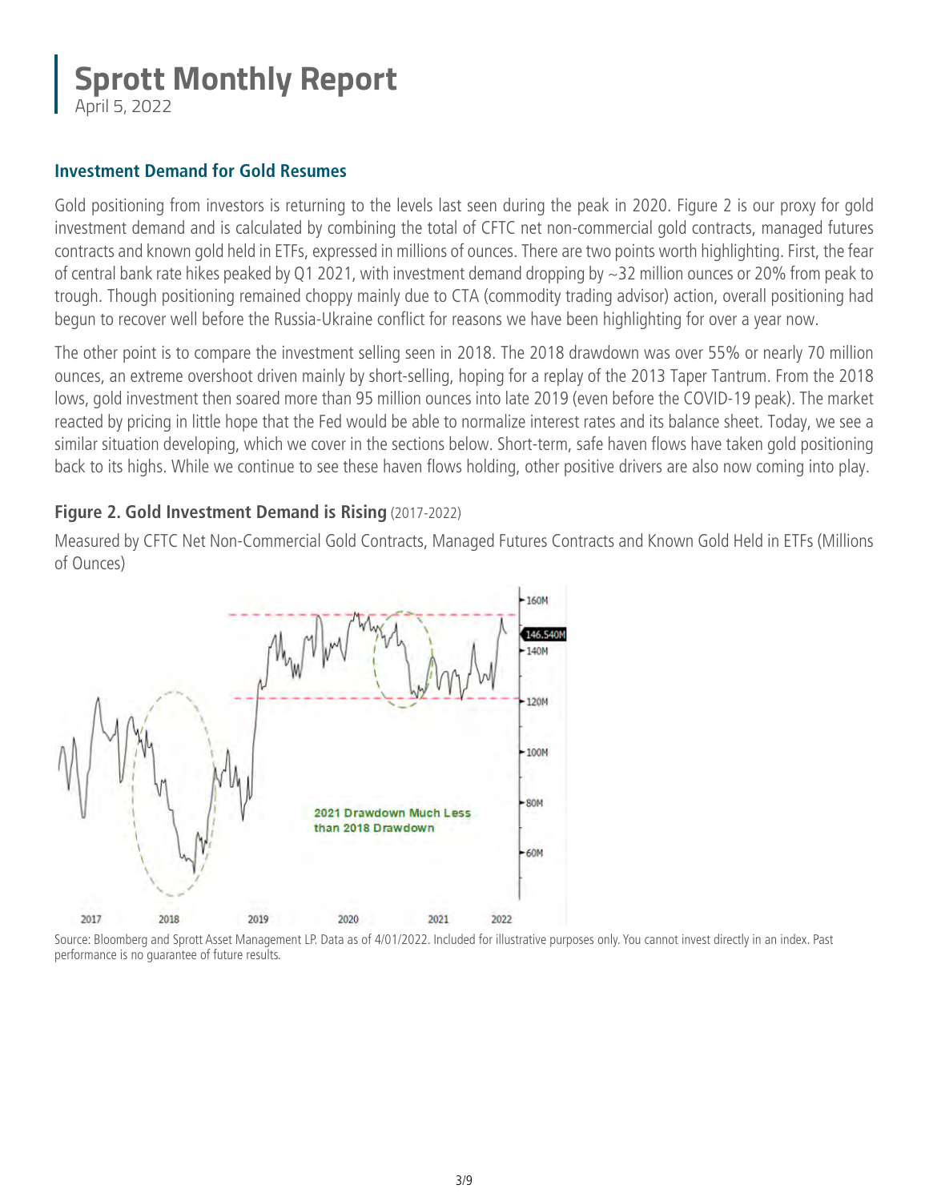## Investment Demand for Gold Resumes

Gold positioning from investors is returning to the levels last seen during the peak in 2020. Figure 2 is our proxy for gold investment demand and is calculated by combining the total of CFTC net non-commercial gold contracts, managed futures contracts and known gold held in ETFs, expressed in millions of ounces. There are two points worth highlighting. First, the fear of central bank rate hikes peaked by Q1 2021, with investment demand dropping by ~32 million ounces or 20% from peak to trough. Though positioning remained choppy mainly due to CTA (commodity trading advisor) action, overall positioning had begun to recover well before the Russia-Ukraine conflict for reasons we have been highlighting for over a year now.

The other point is to compare the investment selling seen in 2018. The 2018 drawdown was over 55% or nearly 70 million ounces, an extreme overshoot driven mainly by short-selling, hoping for a replay of the 2013 Taper Tantrum. From the 2018 lows, gold investment then soared more than 95 million ounces into late 2019 (even before the COVID-19 peak). The market reacted by pricing in little hope that the Fed would be able to normalize interest rates and its balance sheet. Today, we see a similar situation developing, which we cover in the sections below. Short-term, safe haven flows have taken gold positioning back to its highs. While we continue to see these haven flows holding, other positive drivers are also now coming into play.

**Figure 2. Gold Investment Demand is Rising** (2017-2022)

Measured by CFTC Net Non-Commercial Gold Contracts, Managed Futures Contracts and Known Gold Held in ETFs (Millions of Ounces)

Source: Bloomberg and Sprott Asset Management LP. Data as of 4/01/2022. Included for illustrative purposes only. You cannot invest directly in an index. Past performance is no guarantee of future results.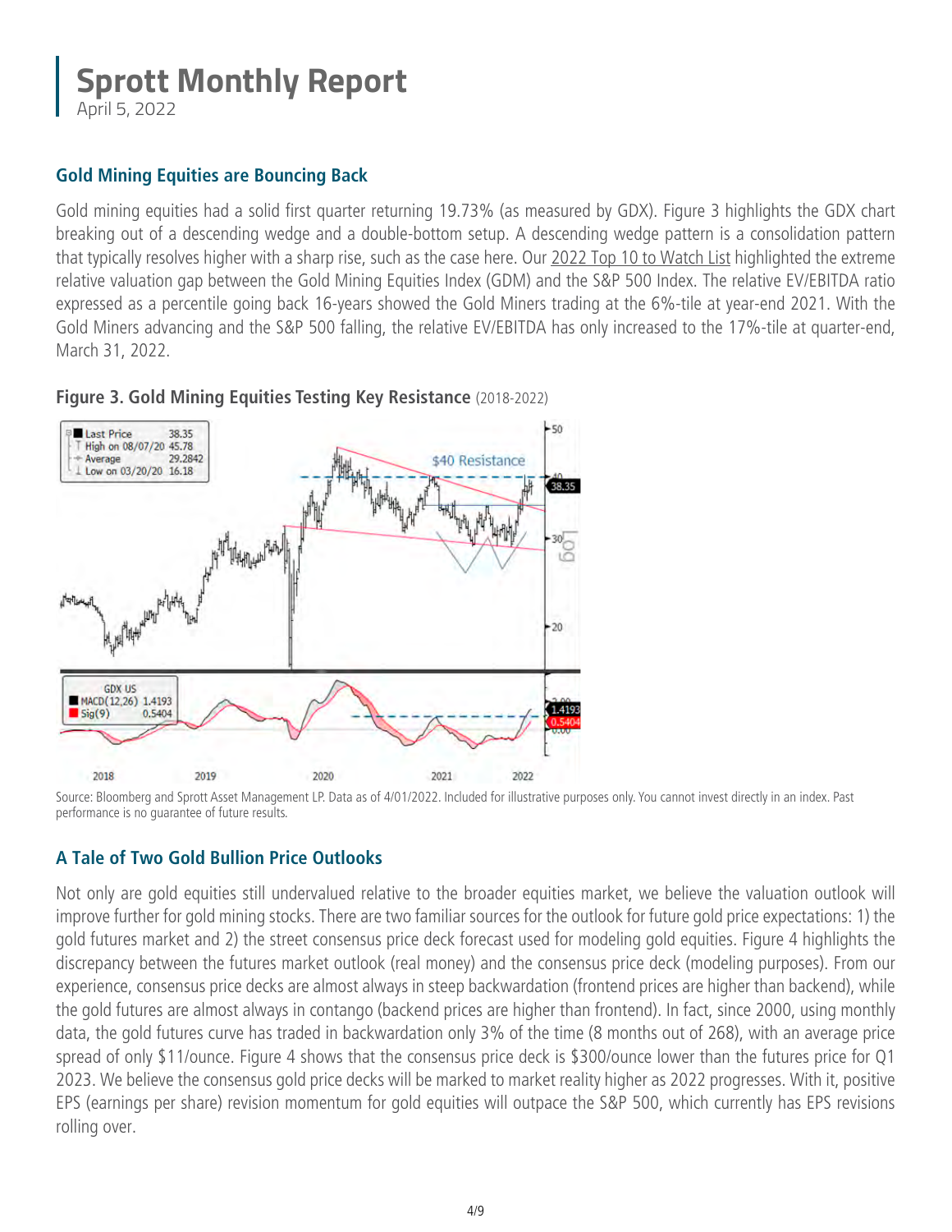# Sprott Monthly Report

April 5, 2022

### Gold Mining Equities are Bouncing Back

Gold mining equities had a solid first quarter returning 19.73% (as measured by GDX). Figure 3 highlights the GDX chart breaking out of a descending wedge and a double-bottom setup. A descending wedge pattern is a consolidation pattern that typically resolves higher with a sharp rise, such as the case here. Our 2022 Top 10 to Watch List highlighted the extreme relative valuation gap between the Gold Mining Equities Index (GDM) and the S&P 500 Index. The relative EV/EBITDA ratio expressed as a percentile going back 16-years showed the Gold Miners trading at the 6%-tile at year-end 2021. With the Gold Miners advancing and the S&P 500 falling, the relative EV/EBITDA has only increased to the 17%-tile at quarter-end, March 31, 2022.

**Figure 3. Gold Mining Equities Testing Key Resistance** (2018-2022)

Source: Bloomberg and Sprott Asset Management LP. Data as of 4/01/2022. Included for illustrative purposes only. You cannot invest directly in an index. Past performance is no guarantee of future results.

### A Tale of Two Gold Bullion Price Outlooks

Not only are gold equities still undervalued relative to the broader equities market, we believe the valuation outlook will improve further for gold mining stocks. There are two familiar sources for the outlook for future gold price expectations: 1) the gold futures market and 2) the street consensus price deck forecast used for modeling gold equities. Figure 4 highlights the discrepancy between the futures market outlook (real money) and the consensus price deck (modeling purposes). From our experience, consensus price decks are almost always in steep backwardation (frontend prices are higher than backend), while the gold futures are almost always in contango (backend prices are higher than frontend). In fact, since 2000, using monthly data, the gold futures curve has traded in backwardation only 3% of the time (8 months out of 268), with an average price spread of only $11/ounce. Figure 4 shows that the consensus price deck is $300/ounce lower than the futures price for Q1 2023. We believe the consensus gold price decks will be marked to market reality higher as 2022 progresses. With it, positive EPS (earnings per share) revision momentum for gold equities will outpace the S&P 500, which currently has EPS revisions rolling over.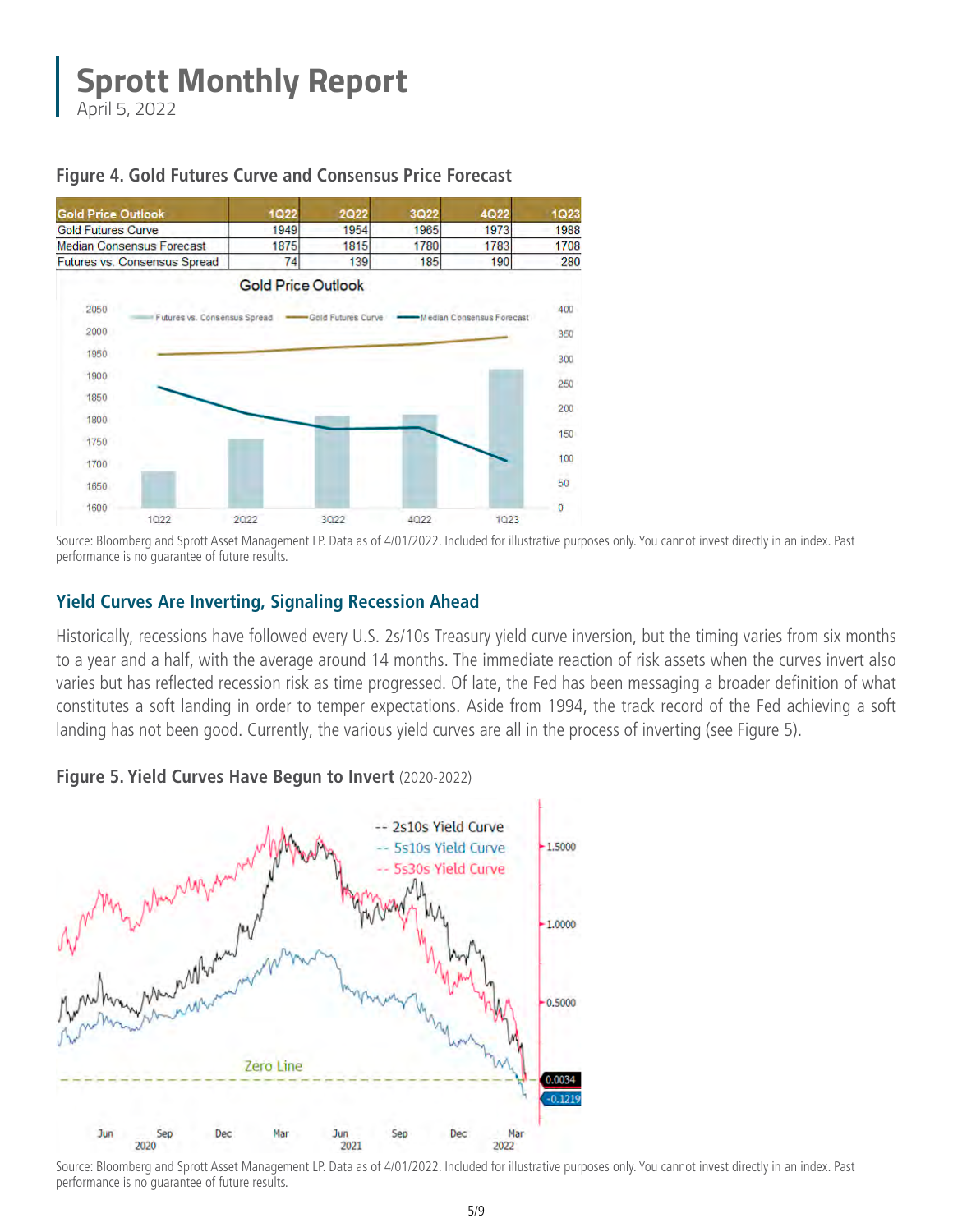**Figure 4. Gold Futures Curve and Consensus Price Forecast**

| Gold Price Outlook | 1Q22 | 2Q22 | 3Q22 | 4Q22 | 1Q23 |
| --- | --- | --- | --- | --- | --- |
| Gold Futures Curve | 1949 | 1954 | 1965 | 1973 | 1988 |
| Median Consensus Forecast | 1875 | 1815 | 1780 | 1783 | 1708 |
| Futures vs. Consensus Spread | 74 | 139 | 185 | 190 | 280 |

Source: Bloomberg and Sprott Asset Management LP. Data as of 4/01/2022. Included for illustrative purposes only. You cannot invest directly in an index. Past performance is no guarantee of future results.

## Yield Curves Are Inverting, Signaling Recession Ahead

Historically, recessions have followed every U.S. 2s/10s Treasury yield curve inversion, but the timing varies from six months to a year and a half, with the average around 14 months. The immediate reaction of risk assets when the curves invert also varies but has reflected recession risk as time progressed. Of late, the Fed has been messaging a broader definition of what constitutes a soft landing in order to temper expectations. Aside from 1994, the track record of the Fed achieving a soft landing has not been good. Currently, the various yield curves are all in the process of inverting (see Figure 5).

**Figure 5. Yield Curves Have Begun to Invert** (2020-2022)

Source: Bloomberg and Sprott Asset Management LP. Data as of 4/01/2022. Included for illustrative purposes only. You cannot invest directly in an index. Past performance is no guarantee of future results.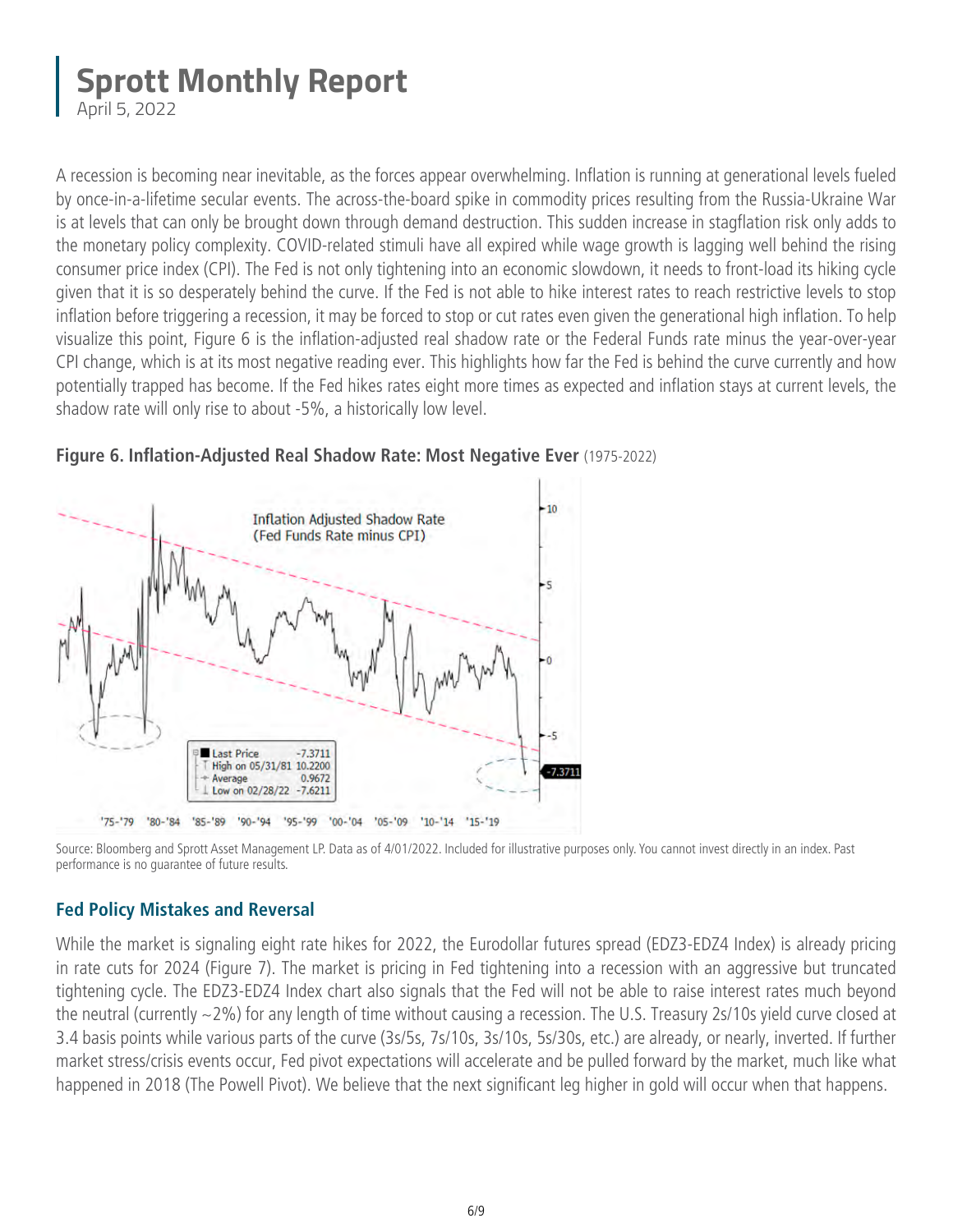A recession is becoming near inevitable, as the forces appear overwhelming. Inflation is running at generational levels fueled by once-in-a-lifetime secular events. The across-the-board spike in commodity prices resulting from the Russia-Ukraine War is at levels that can only be brought down through demand destruction. This sudden increase in stagflation risk only adds to the monetary policy complexity. COVID-related stimuli have all expired while wage growth is lagging well behind the rising consumer price index (CPI). The Fed is not only tightening into an economic slowdown, it needs to front-load its hiking cycle given that it is so desperately behind the curve. If the Fed is not able to hike interest rates to reach restrictive levels to stop inflation before triggering a recession, it may be forced to stop or cut rates even given the generational high inflation. To help visualize this point, Figure 6 is the inflation-adjusted real shadow rate or the Federal Funds rate minus the year-over-year CPI change, which is at its most negative reading ever. This highlights how far the Fed is behind the curve currently and how potentially trapped has become. If the Fed hikes rates eight more times as expected and inflation stays at current levels, the shadow rate will only rise to about -5%, a historically low level.

**Figure 6. Inflation-Adjusted Real Shadow Rate: Most Negative Ever** (1975-2022)

Source: Bloomberg and Sprott Asset Management LP. Data as of 4/01/2022. Included for illustrative purposes only. You cannot invest directly in an index. Past performance is no guarantee of future results.

### Fed Policy Mistakes and Reversal

While the market is signaling eight rate hikes for 2022, the Eurodollar futures spread (EDZ3-EDZ4 Index) is already pricing in rate cuts for 2024 (Figure 7). The market is pricing in Fed tightening into a recession with an aggressive but truncated tightening cycle. The EDZ3-EDZ4 Index chart also signals that the Fed will not be able to raise interest rates much beyond the neutral (currently ~2%) for any length of time without causing a recession. The U.S. Treasury 2s/10s yield curve closed at 3.4 basis points while various parts of the curve (3s/5s, 7s/10s, 3s/10s, 5s/30s, etc.) are already, or nearly, inverted. If further market stress/crisis events occur, Fed pivot expectations will accelerate and be pulled forward by the market, much like what happened in 2018 (The Powell Pivot). We believe that the next significant leg higher in gold will occur when that happens.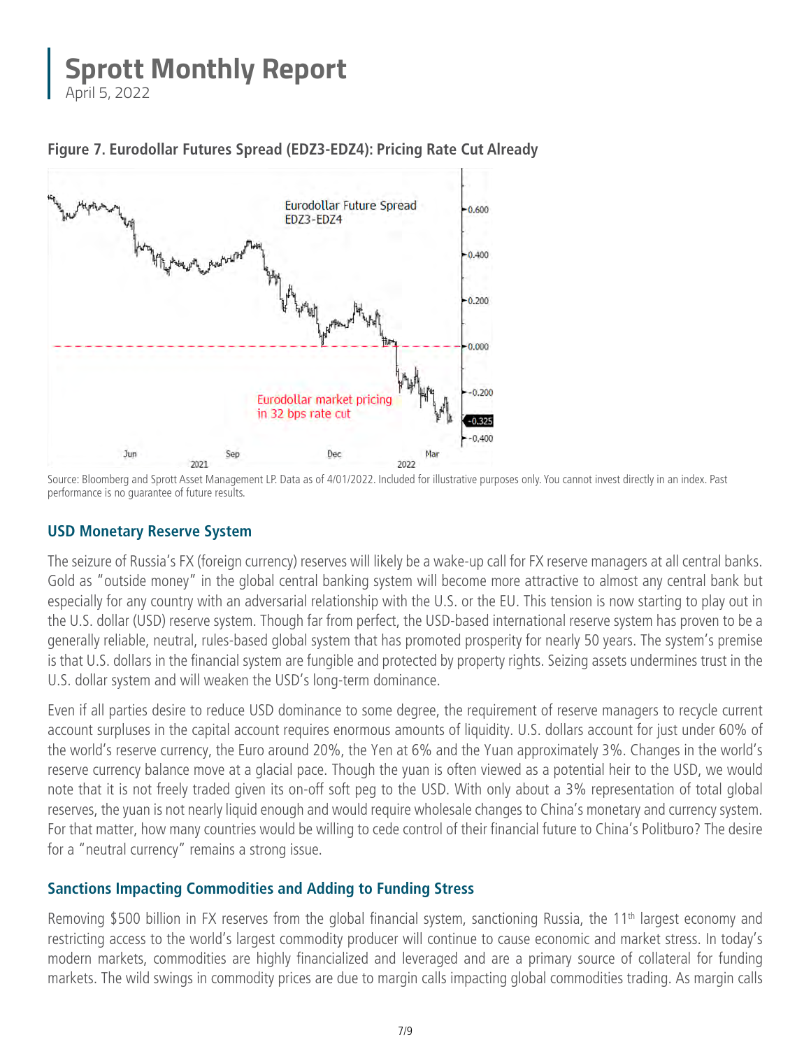**Figure 7. Eurodollar Futures Spread (EDZ3-EDZ4): Pricing Rate Cut Already**

Source: Bloomberg and Sprott Asset Management LP. Data as of 4/01/2022. Included for illustrative purposes only. You cannot invest directly in an index. Past performance is no guarantee of future results.

## USD Monetary Reserve System

The seizure of Russia's FX (foreign currency) reserves will likely be a wake-up call for FX reserve managers at all central banks. Gold as "outside money" in the global central banking system will become more attractive to almost any central bank but especially for any country with an adversarial relationship with the U.S. or the EU. This tension is now starting to play out in the U.S. dollar (USD) reserve system. Though far from perfect, the USD-based international reserve system has proven to be a generally reliable, neutral, rules-based global system that has promoted prosperity for nearly 50 years. The system's premise is that U.S. dollars in the financial system are fungible and protected by property rights. Seizing assets undermines trust in the U.S. dollar system and will weaken the USD's long-term dominance.

Even if all parties desire to reduce USD dominance to some degree, the requirement of reserve managers to recycle current account surpluses in the capital account requires enormous amounts of liquidity. U.S. dollars account for just under 60% of the world's reserve currency, the Euro around 20%, the Yen at 6% and the Yuan approximately 3%. Changes in the world's reserve currency balance move at a glacial pace. Though the yuan is often viewed as a potential heir to the USD, we would note that it is not freely traded given its on-off soft peg to the USD. With only about a 3% representation of total global reserves, the yuan is not nearly liquid enough and would require wholesale changes to China's monetary and currency system. For that matter, how many countries would be willing to cede control of their financial future to China's Politburo? The desire for a "neutral currency" remains a strong issue.

## Sanctions Impacting Commodities and Adding to Funding Stress

Removing $500 billion in FX reserves from the global financial system, sanctioning Russia, the 11th largest economy and restricting access to the world's largest commodity producer will continue to cause economic and market stress. In today's modern markets, commodities are highly financialized and leveraged and are a primary source of collateral for funding markets. The wild swings in commodity prices are due to margin calls impacting global commodities trading. As margin calls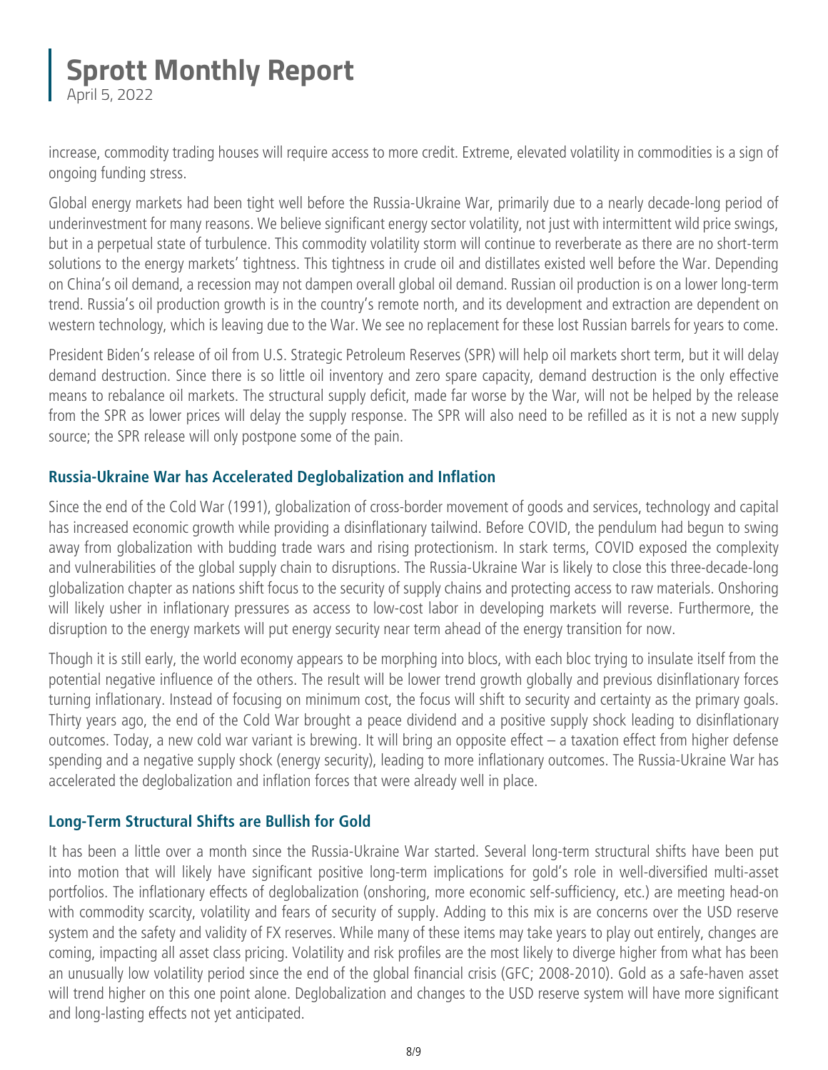increase, commodity trading houses will require access to more credit. Extreme, elevated volatility in commodities is a sign of ongoing funding stress.

Global energy markets had been tight well before the Russia-Ukraine War, primarily due to a nearly decade-long period of underinvestment for many reasons. We believe significant energy sector volatility, not just with intermittent wild price swings, but in a perpetual state of turbulence. This commodity volatility storm will continue to reverberate as there are no short-term solutions to the energy markets' tightness. This tightness in crude oil and distillates existed well before the War. Depending on China's oil demand, a recession may not dampen overall global oil demand. Russian oil production is on a lower long-term trend. Russia's oil production growth is in the country's remote north, and its development and extraction are dependent on western technology, which is leaving due to the War. We see no replacement for these lost Russian barrels for years to come.

President Biden's release of oil from U.S. Strategic Petroleum Reserves (SPR) will help oil markets short term, but it will delay demand destruction. Since there is so little oil inventory and zero spare capacity, demand destruction is the only effective means to rebalance oil markets. The structural supply deficit, made far worse by the War, will not be helped by the release from the SPR as lower prices will delay the supply response. The SPR will also need to be refilled as it is not a new supply source; the SPR release will only postpone some of the pain.

## Russia-Ukraine War has Accelerated Deglobalization and Inflation

Since the end of the Cold War (1991), globalization of cross-border movement of goods and services, technology and capital has increased economic growth while providing a disinflationary tailwind. Before COVID, the pendulum had begun to swing away from globalization with budding trade wars and rising protectionism. In stark terms, COVID exposed the complexity and vulnerabilities of the global supply chain to disruptions. The Russia-Ukraine War is likely to close this three-decade-long globalization chapter as nations shift focus to the security of supply chains and protecting access to raw materials. Onshoring will likely usher in inflationary pressures as access to low-cost labor in developing markets will reverse. Furthermore, the disruption to the energy markets will put energy security near term ahead of the energy transition for now.

Though it is still early, the world economy appears to be morphing into blocs, with each bloc trying to insulate itself from the potential negative influence of the others. The result will be lower trend growth globally and previous disinflationary forces turning inflationary. Instead of focusing on minimum cost, the focus will shift to security and certainty as the primary goals. Thirty years ago, the end of the Cold War brought a peace dividend and a positive supply shock leading to disinflationary outcomes. Today, a new cold war variant is brewing. It will bring an opposite effect – a taxation effect from higher defense spending and a negative supply shock (energy security), leading to more inflationary outcomes. The Russia-Ukraine War has accelerated the deglobalization and inflation forces that were already well in place.

## Long-Term Structural Shifts are Bullish for Gold

It has been a little over a month since the Russia-Ukraine War started. Several long-term structural shifts have been put into motion that will likely have significant positive long-term implications for gold's role in well-diversified multi-asset portfolios. The inflationary effects of deglobalization (onshoring, more economic self-sufficiency, etc.) are meeting head-on with commodity scarcity, volatility and fears of security of supply. Adding to this mix is are concerns over the USD reserve system and the safety and validity of FX reserves. While many of these items may take years to play out entirely, changes are coming, impacting all asset class pricing. Volatility and risk profiles are the most likely to diverge higher from what has been an unusually low volatility period since the end of the global financial crisis (GFC; 2008-2010). Gold as a safe-haven asset will trend higher on this one point alone. Deglobalization and changes to the USD reserve system will have more significant and long-lasting effects not yet anticipated.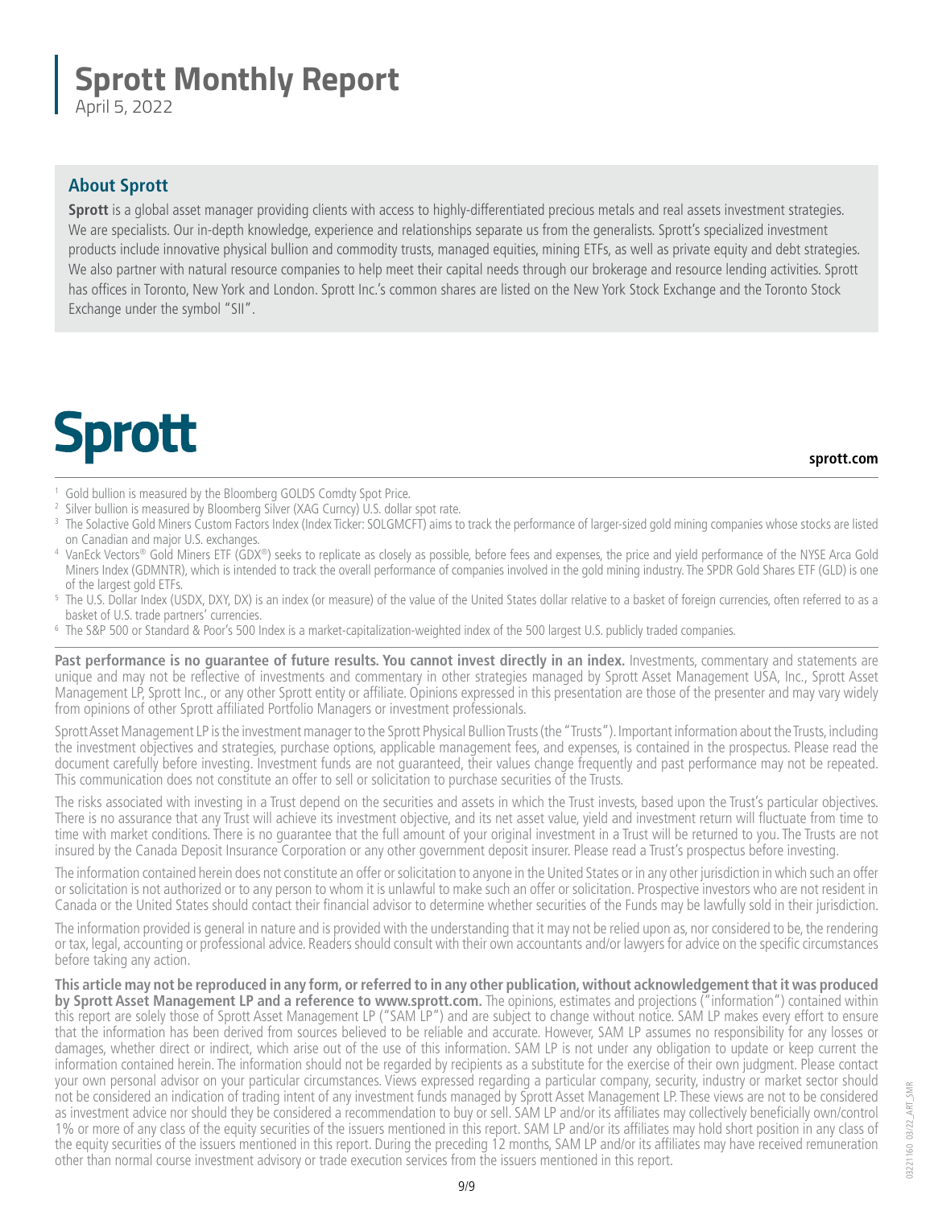# Sprott Monthly Report

April 5, 2022

## About Sprott

**Sprott** is a global asset manager providing clients with access to highly-differentiated precious metals and real assets investment strategies. We are specialists. Our in-depth knowledge, experience and relationships separate us from the generalists. Sprott's specialized investment products include innovative physical bullion and commodity trusts, managed equities, mining ETFs, as well as private equity and debt strategies. We also partner with natural resource companies to help meet their capital needs through our brokerage and resource lending activities. Sprott has offices in Toronto, New York and London. Sprott Inc.'s common shares are listed on the New York Stock Exchange and the Toronto Stock Exchange under the symbol "SII".

Sprott

sprott.com

[1] Gold bullion is measured by the Bloomberg GOLDS Comdty Spot Price.

[2] Silver bullion is measured by Bloomberg Silver (XAG Curncy) U.S. dollar spot rate.

[3] The Solactive Gold Miners Custom Factors Index (Index Ticker: SOLGMCFT) aims to track the performance of larger-sized gold mining companies whose stocks are listed on Canadian and major U.S. exchanges.

[4] VanEck Vectors® Gold Miners ETF (GDX®) seeks to replicate as closely as possible, before fees and expenses, the price and yield performance of the NYSE Arca Gold Miners Index (GDMNTR), which is intended to track the overall performance of companies involved in the gold mining industry. The SPDR Gold Shares ETF (GLD) is one of the largest gold ETFs.

[5] The U.S. Dollar Index (USDX, DXY, DX) is an index (or measure) of the value of the United States dollar relative to a basket of foreign currencies, often referred to as a basket of U.S. trade partners' currencies.

[6] The S&P 500 or Standard & Poor's 500 Index is a market-capitalization-weighted index of the 500 largest U.S. publicly traded companies.

**Past performance is no guarantee of future results. You cannot invest directly in an index.** Investments, commentary and statements are unique and may not be reflective of investments and commentary in other strategies managed by Sprott Asset Management USA, Inc., Sprott Asset Management LP, Sprott Inc., or any other Sprott entity or affiliate. Opinions expressed in this presentation are those of the presenter and may vary widely from opinions of other Sprott affiliated Portfolio Managers or investment professionals.

Sprott Asset Management LP is the investment manager to the Sprott Physical Bullion Trusts (the "Trusts"). Important information about the Trusts, including the investment objectives and strategies, purchase options, applicable management fees, and expenses, is contained in the prospectus. Please read the document carefully before investing. Investment funds are not guaranteed, their values change frequently and past performance may not be repeated. This communication does not constitute an offer to sell or solicitation to purchase securities of the Trusts.

The risks associated with investing in a Trust depend on the securities and assets in which the Trust invests, based upon the Trust's particular objectives. There is no assurance that any Trust will achieve its investment objective, and its net asset value, yield and investment return will fluctuate from time to time with market conditions. There is no guarantee that the full amount of your original investment in a Trust will be returned to you. The Trusts are not insured by the Canada Deposit Insurance Corporation or any other government deposit insurer. Please read a Trust's prospectus before investing.

The information contained herein does not constitute an offer or solicitation to anyone in the United States or in any other jurisdiction in which such an offer or solicitation is not authorized or to any person to whom it is unlawful to make such an offer or solicitation. Prospective investors who are not resident in Canada or the United States should contact their financial advisor to determine whether securities of the Funds may be lawfully sold in their jurisdiction.

The information provided is general in nature and is provided with the understanding that it may not be relied upon as, nor considered to be, the rendering or tax, legal, accounting or professional advice. Readers should consult with their own accountants and/or lawyers for advice on the specific circumstances before taking any action.

**This article may not be reproduced in any form, or referred to in any other publication, without acknowledgement that it was produced by Sprott Asset Management LP and a reference to www.sprott.com.** The opinions, estimates and projections ("information") contained within this report are solely those of Sprott Asset Management LP ("SAM LP") and are subject to change without notice. SAM LP makes every effort to ensure that the information has been derived from sources believed to be reliable and accurate. However, SAM LP assumes no responsibility for any losses or damages, whether direct or indirect, which arise out of the use of this information. SAM LP is not under any obligation to update or keep current the information contained herein. The information should not be regarded by recipients as a substitute for the exercise of their own judgment. Please contact your own personal advisor on your particular circumstances. Views expressed regarding a particular company, security, industry or market sector should not be considered an indication of trading intent of any investment funds managed by Sprott Asset Management LP. These views are not to be considered as investment advice nor should they be considered a recommendation to buy or sell. SAM LP and/or its affiliates may collectively beneficially own/control 1% or more of any class of the equity securities of the issuers mentioned in this report. SAM LP and/or its affiliates may hold short position in any class of the equity securities of the issuers mentioned in this report. During the preceding 12 months, SAM LP and/or its affiliates may have received remuneration other than normal course investment advisory or trade execution services from the issuers mentioned in this report.

03221160 03/22_ART_SMR